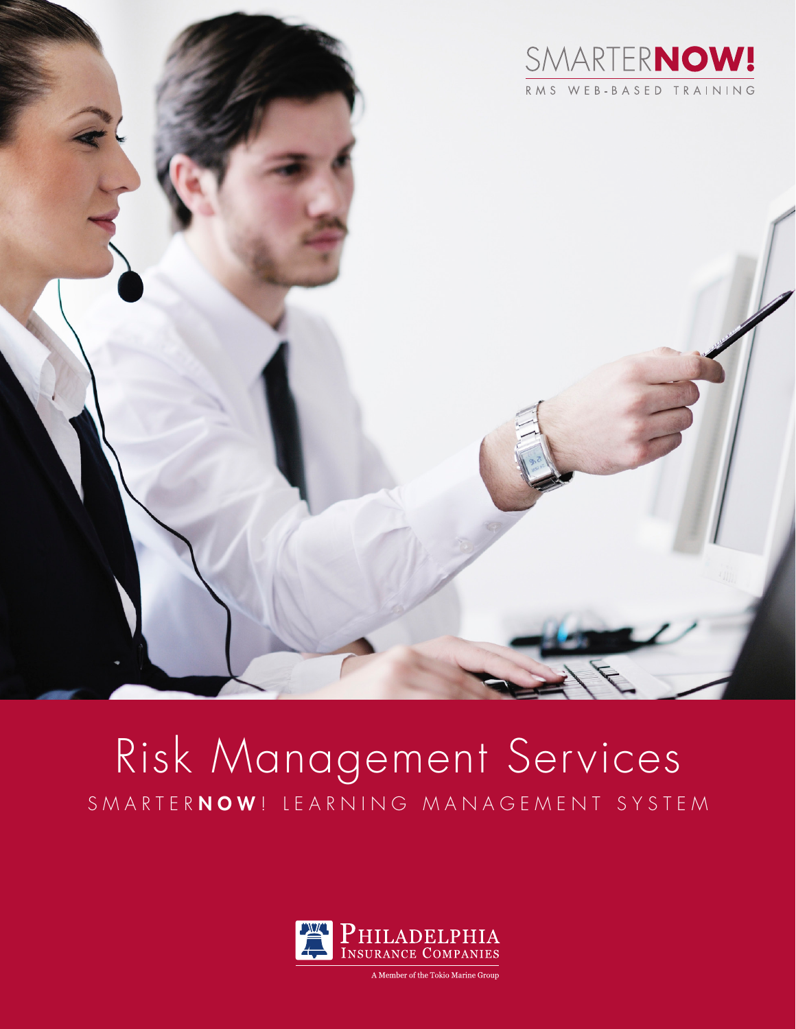SMARTER**NOW!**

RMS WEB-BASED TRAINING

# Risk Management Services

## SMARTER**NOW**! LEARNING MANAGEMENT SYSTEM

PHILADELPHIA INSURANCE COMPANIES

A Member of the Tokio Marine Group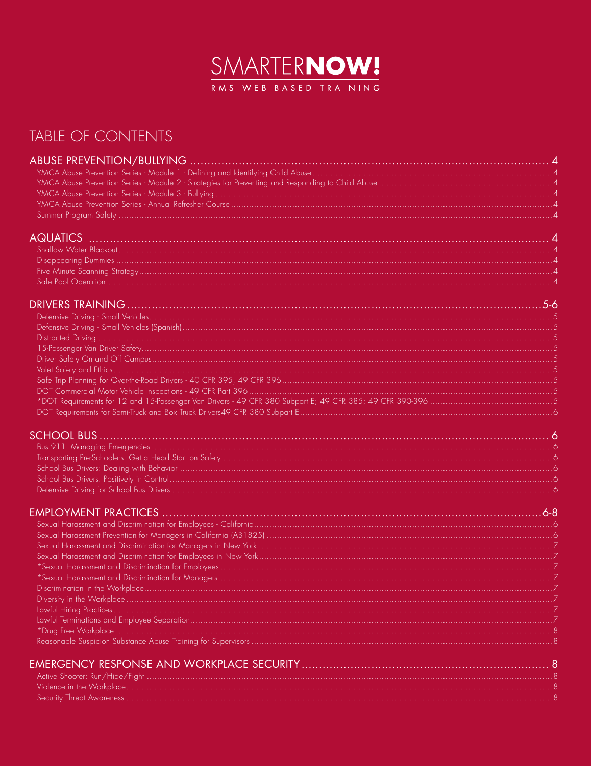SMARTER**NOW!**

RMS WEB-BASED TRAINING

# TABLE OF CONTENTS

## ABUSE PREVENTION/BULLYING ........ 4

- YMCA Abuse Prevention Series - Module 1 - Defining and Identifying Child Abuse ........ 4
- YMCA Abuse Prevention Series - Module 2 - Strategies for Preventing and Responding to Child Abuse ........ 4
- YMCA Abuse Prevention Series - Module 3 - Bullying ........ 4
- YMCA Abuse Prevention Series - Annual Refresher Course ........ 4
- Summer Program Safety ........ 4

## AQUATICS ........ 4

- Shallow Water Blackout ........ 4
- Disappearing Dummies ........ 4
- Five Minute Scanning Strategy ........ 4
- Safe Pool Operation ........ 4

## DRIVERS TRAINING ........ 5-6

- Defensive Driving - Small Vehicles ........ 5
- Defensive Driving - Small Vehicles (Spanish) ........ 5
- Distracted Driving ........ 5
- 15-Passenger Van Driver Safety ........ 5
- Driver Safety On and Off Campus ........ 5
- Valet Safety and Ethics ........ 5
- Safe Trip Planning for Over-the-Road Drivers - 40 CFR 395, 49 CFR 396 ........ 5
- DOT Commercial Motor Vehicle Inspections - 49 CFR Part 396 ........ 5
- *DOT Requirements for 12 and 15-Passenger Van Drivers - 49 CFR 380 Subpart E; 49 CFR 385; 49 CFR 390-396 ........ 5
- DOT Requirements for Semi-Truck and Box Truck Drivers49 CFR 380 Subpart E ........ 6

## SCHOOL BUS ........ 6

- Bus 911: Managing Emergencies ........ 6
- Transporting Pre-Schoolers: Get a Head Start on Safety ........ 6
- School Bus Drivers: Dealing with Behavior ........ 6
- School Bus Drivers: Positively in Control ........ 6
- Defensive Driving for School Bus Drivers ........ 6

## EMPLOYMENT PRACTICES ........ 6-8

- Sexual Harassment and Discrimination for Employees - California ........ 6
- Sexual Harassment Prevention for Managers in California (AB1825) ........ 6
- Sexual Harassment and Discrimination for Managers in New York ........ 7
- Sexual Harassment and Discrimination for Employees in New York ........ 7
- *Sexual Harassment and Discrimination for Employees ........ 7
- *Sexual Harassment and Discrimination for Managers ........ 7
- Discrimination in the Workplace ........ 7
- Diversity in the Workplace ........ 7
- Lawful Hiring Practices ........ 7
- Lawful Terminations and Employee Separation ........ 7
- *Drug Free Workplace ........ 8
- Reasonable Suspicion Substance Abuse Training for Supervisors ........ 8

## EMERGENCY RESPONSE AND WORKPLACE SECURITY ........ 8

- Active Shooter: Run/Hide/Fight ........ 8
- Violence in the Workplace ........ 8
- Security Threat Awareness ........ 8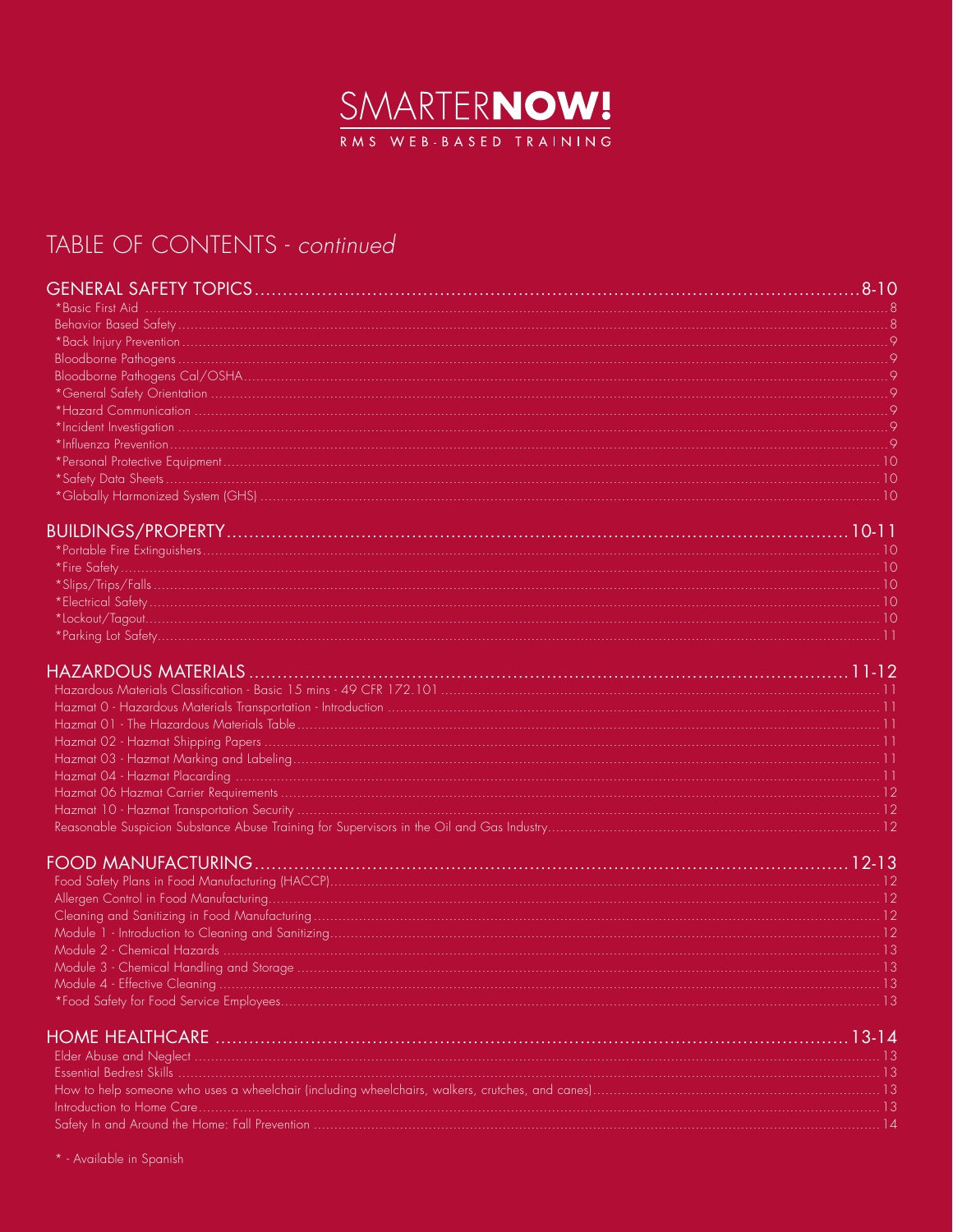SMARTER**NOW!**

RMS WEB-BASED TRAINING

# TABLE OF CONTENTS - *continued*

## GENERAL SAFETY TOPICS ........ 8-10

- *Basic First Aid ........ 8
- Behavior Based Safety ........ 8
- *Back Injury Prevention ........ 9
- Bloodborne Pathogens ........ 9
- Bloodborne Pathogens Cal/OSHA ........ 9
- *General Safety Orientation ........ 9
- *Hazard Communication ........ 9
- *Incident Investigation ........ 9
- *Influenza Prevention ........ 9
- *Personal Protective Equipment ........ 10
- *Safety Data Sheets ........ 10
- *Globally Harmonized System (GHS) ........ 10

## BUILDINGS/PROPERTY ........ 10-11

- *Portable Fire Extinguishers ........ 10
- *Fire Safety ........ 10
- *Slips/Trips/Falls ........ 10
- *Electrical Safety ........ 10
- *Lockout/Tagout ........ 10
- *Parking Lot Safety ........ 11

## HAZARDOUS MATERIALS ........ 11-12

- Hazardous Materials Classification - Basic 15 mins - 49 CFR 172.101 ........ 11
- Hazmat 0 - Hazardous Materials Transportation - Introduction ........ 11
- Hazmat 01 - The Hazardous Materials Table ........ 11
- Hazmat 02 - Hazmat Shipping Papers ........ 11
- Hazmat 03 - Hazmat Marking and Labeling ........ 11
- Hazmat 04 - Hazmat Placarding ........ 11
- Hazmat 06 Hazmat Carrier Requirements ........ 12
- Hazmat 10 - Hazmat Transportation Security ........ 12
- Reasonable Suspicion Substance Abuse Training for Supervisors in the Oil and Gas Industry ........ 12

## FOOD MANUFACTURING ........ 12-13

- Food Safety Plans in Food Manufacturing (HACCP) ........ 12
- Allergen Control in Food Manufacturing ........ 12
- Cleaning and Sanitizing in Food Manufacturing ........ 12
- Module 1 - Introduction to Cleaning and Sanitizing ........ 12
- Module 2 - Chemical Hazards ........ 13
- Module 3 - Chemical Handling and Storage ........ 13
- Module 4 - Effective Cleaning ........ 13
- *Food Safety for Food Service Employees ........ 13

## HOME HEALTHCARE ........ 13-14

- Elder Abuse and Neglect ........ 13
- Essential Bedrest Skills ........ 13
- How to help someone who uses a wheelchair (including wheelchairs, walkers, crutches, and canes) ........ 13
- Introduction to Home Care ........ 13
- Safety In and Around the Home: Fall Prevention ........ 14

* - Available in Spanish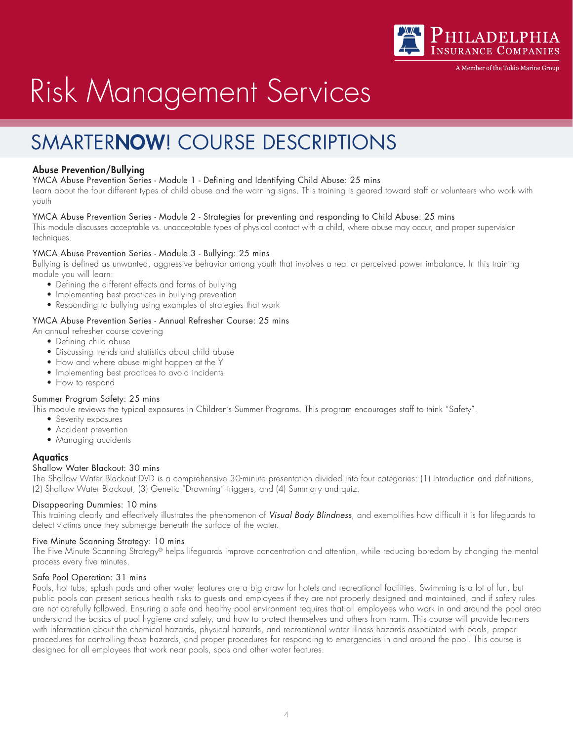# Risk Management Services

## SMARTER**NOW**! COURSE DESCRIPTIONS

### Abuse Prevention/Bullying

YMCA Abuse Prevention Series - Module 1 - Defining and Identifying Child Abuse: 25 mins

Learn about the four different types of child abuse and the warning signs. This training is geared toward staff or volunteers who work with youth

YMCA Abuse Prevention Series - Module 2 - Strategies for preventing and responding to Child Abuse: 25 mins

This module discusses acceptable vs. unacceptable types of physical contact with a child, where abuse may occur, and proper supervision techniques.

YMCA Abuse Prevention Series - Module 3 - Bullying: 25 mins

Bullying is defined as unwanted, aggressive behavior among youth that involves a real or perceived power imbalance. In this training module you will learn:

- Defining the different effects and forms of bullying
- Implementing best practices in bullying prevention
- Responding to bullying using examples of strategies that work

YMCA Abuse Prevention Series - Annual Refresher Course: 25 mins

An annual refresher course covering

- Defining child abuse
- Discussing trends and statistics about child abuse
- How and where abuse might happen at the Y
- Implementing best practices to avoid incidents
- How to respond

Summer Program Safety: 25 mins

This module reviews the typical exposures in Children's Summer Programs. This program encourages staff to think "Safety".

- Severity exposures
- Accident prevention
- Managing accidents

### Aquatics

Shallow Water Blackout: 30 mins

The Shallow Water Blackout DVD is a comprehensive 30-minute presentation divided into four categories: (1) Introduction and definitions, (2) Shallow Water Blackout, (3) Genetic "Drowning" triggers, and (4) Summary and quiz.

Disappearing Dummies: 10 mins

This training clearly and effectively illustrates the phenomenon of *Visual Body Blindness*, and exemplifies how difficult it is for lifeguards to detect victims once they submerge beneath the surface of the water.

Five Minute Scanning Strategy: 10 mins

The Five Minute Scanning Strategy® helps lifeguards improve concentration and attention, while reducing boredom by changing the mental process every five minutes.

Safe Pool Operation: 31 mins

Pools, hot tubs, splash pads and other water features are a big draw for hotels and recreational facilities. Swimming is a lot of fun, but public pools can present serious health risks to guests and employees if they are not properly designed and maintained, and if safety rules are not carefully followed. Ensuring a safe and healthy pool environment requires that all employees who work in and around the pool area understand the basics of pool hygiene and safety, and how to protect themselves and others from harm. This course will provide learners with information about the chemical hazards, physical hazards, and recreational water illness hazards associated with pools, proper procedures for controlling those hazards, and proper procedures for responding to emergencies in and around the pool. This course is designed for all employees that work near pools, spas and other water features.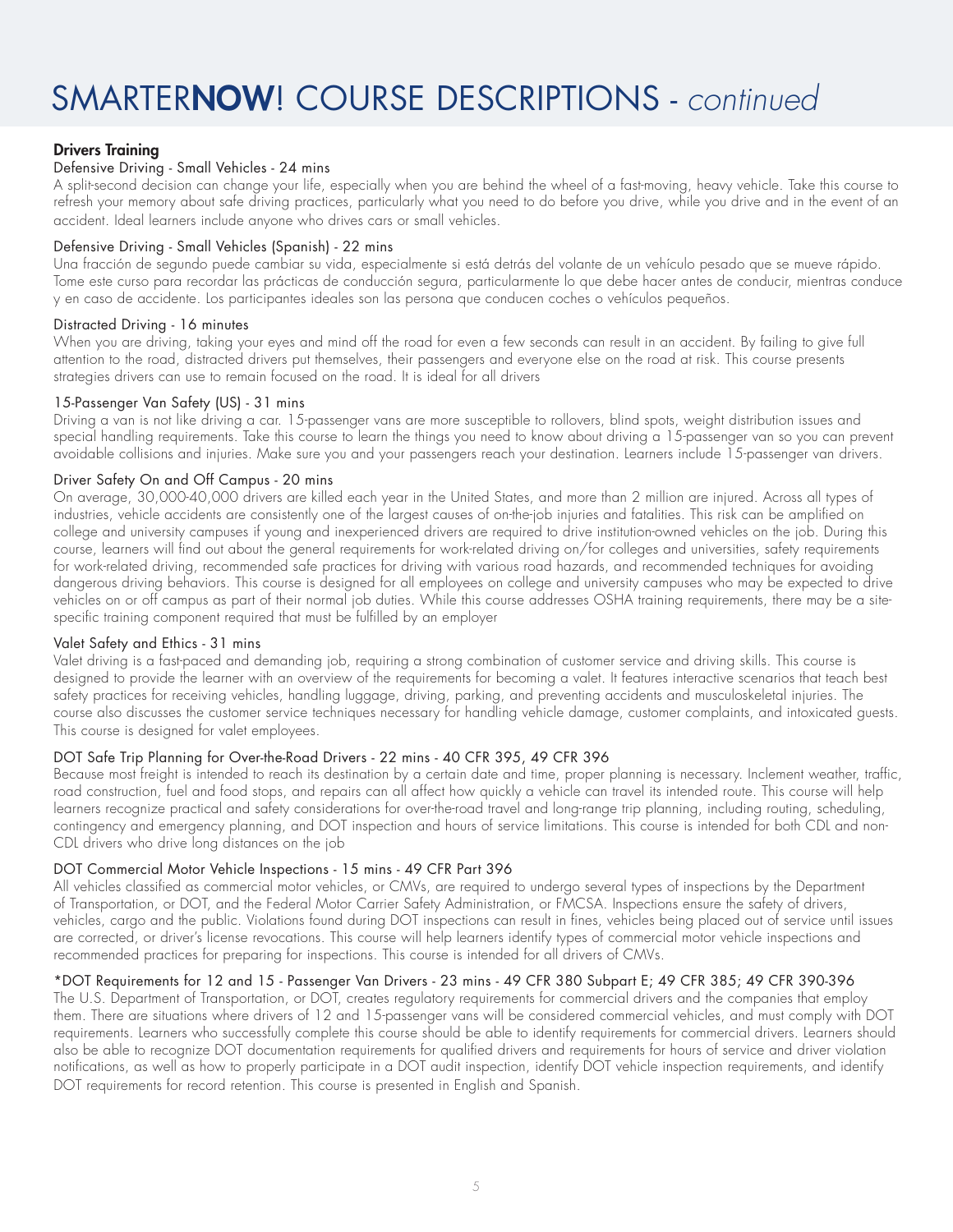# SMARTER**NOW**! COURSE DESCRIPTIONS - *continued*

## Drivers Training

### Defensive Driving - Small Vehicles - 24 mins

A split-second decision can change your life, especially when you are behind the wheel of a fast-moving, heavy vehicle. Take this course to refresh your memory about safe driving practices, particularly what you need to do before you drive, while you drive and in the event of an accident. Ideal learners include anyone who drives cars or small vehicles.

### Defensive Driving - Small Vehicles (Spanish) - 22 mins

Una fracción de segundo puede cambiar su vida, especialmente si está detrás del volante de un vehículo pesado que se mueve rápido. Tome este curso para recordar las prácticas de conducción segura, particularmente lo que debe hacer antes de conducir, mientras conduce y en caso de accidente. Los participantes ideales son las persona que conducen coches o vehículos pequeños.

### Distracted Driving - 16 minutes

When you are driving, taking your eyes and mind off the road for even a few seconds can result in an accident. By failing to give full attention to the road, distracted drivers put themselves, their passengers and everyone else on the road at risk. This course presents strategies drivers can use to remain focused on the road. It is ideal for all drivers

### 15-Passenger Van Safety (US) - 31 mins

Driving a van is not like driving a car. 15-passenger vans are more susceptible to rollovers, blind spots, weight distribution issues and special handling requirements. Take this course to learn the things you need to know about driving a 15-passenger van so you can prevent avoidable collisions and injuries. Make sure you and your passengers reach your destination. Learners include 15-passenger van drivers.

### Driver Safety On and Off Campus - 20 mins

On average, 30,000-40,000 drivers are killed each year in the United States, and more than 2 million are injured. Across all types of industries, vehicle accidents are consistently one of the largest causes of on-the-job injuries and fatalities. This risk can be amplified on college and university campuses if young and inexperienced drivers are required to drive institution-owned vehicles on the job. During this course, learners will find out about the general requirements for work-related driving on/for colleges and universities, safety requirements for work-related driving, recommended safe practices for driving with various road hazards, and recommended techniques for avoiding dangerous driving behaviors. This course is designed for all employees on college and university campuses who may be expected to drive vehicles on or off campus as part of their normal job duties. While this course addresses OSHA training requirements, there may be a site-specific training component required that must be fulfilled by an employer

### Valet Safety and Ethics - 31 mins

Valet driving is a fast-paced and demanding job, requiring a strong combination of customer service and driving skills. This course is designed to provide the learner with an overview of the requirements for becoming a valet. It features interactive scenarios that teach best safety practices for receiving vehicles, handling luggage, driving, parking, and preventing accidents and musculoskeletal injuries. The course also discusses the customer service techniques necessary for handling vehicle damage, customer complaints, and intoxicated guests. This course is designed for valet employees.

### DOT Safe Trip Planning for Over-the-Road Drivers - 22 mins - 40 CFR 395, 49 CFR 396

Because most freight is intended to reach its destination by a certain date and time, proper planning is necessary. Inclement weather, traffic, road construction, fuel and food stops, and repairs can all affect how quickly a vehicle can travel its intended route. This course will help learners recognize practical and safety considerations for over-the-road travel and long-range trip planning, including routing, scheduling, contingency and emergency planning, and DOT inspection and hours of service limitations. This course is intended for both CDL and non-CDL drivers who drive long distances on the job

### DOT Commercial Motor Vehicle Inspections - 15 mins - 49 CFR Part 396

All vehicles classified as commercial motor vehicles, or CMVs, are required to undergo several types of inspections by the Department of Transportation, or DOT, and the Federal Motor Carrier Safety Administration, or FMCSA. Inspections ensure the safety of drivers, vehicles, cargo and the public. Violations found during DOT inspections can result in fines, vehicles being placed out of service until issues are corrected, or driver's license revocations. This course will help learners identify types of commercial motor vehicle inspections and recommended practices for preparing for inspections. This course is intended for all drivers of CMVs.

### *DOT Requirements for 12 and 15 - Passenger Van Drivers - 23 mins - 49 CFR 380 Subpart E; 49 CFR 385; 49 CFR 390-396

The U.S. Department of Transportation, or DOT, creates regulatory requirements for commercial drivers and the companies that employ them. There are situations where drivers of 12 and 15-passenger vans will be considered commercial vehicles, and must comply with DOT requirements. Learners who successfully complete this course should be able to identify requirements for commercial drivers. Learners should also be able to recognize DOT documentation requirements for qualified drivers and requirements for hours of service and driver violation notifications, as well as how to properly participate in a DOT audit inspection, identify DOT vehicle inspection requirements, and identify DOT requirements for record retention. This course is presented in English and Spanish.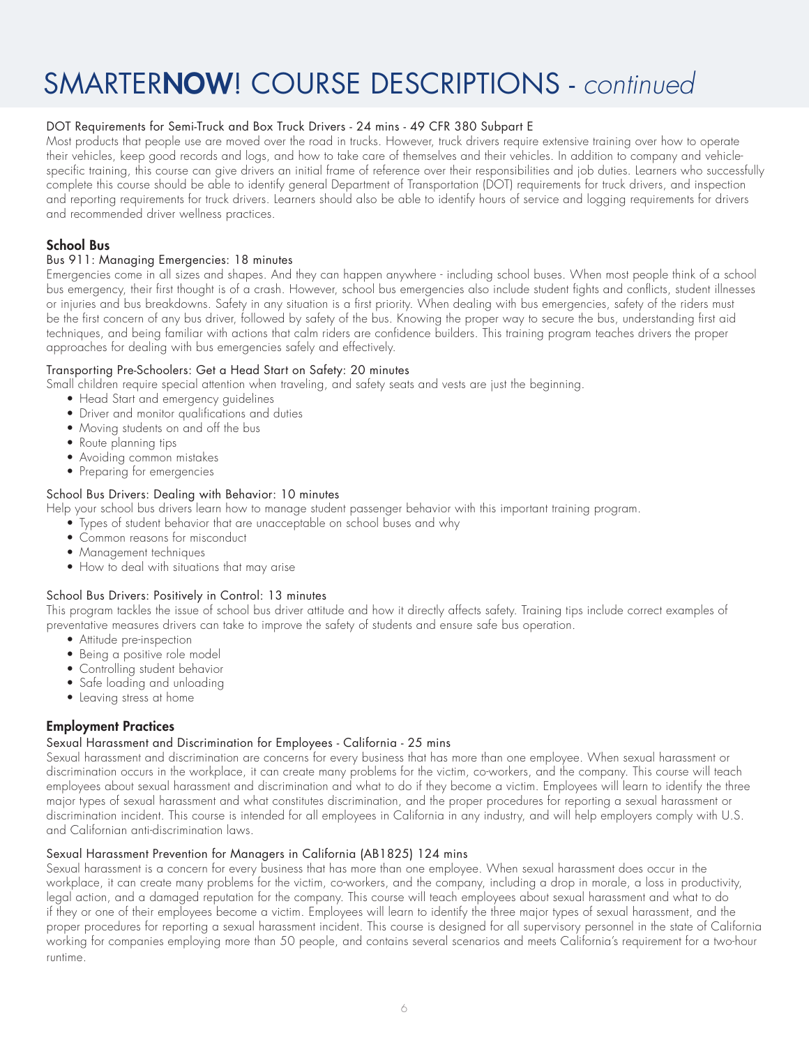# SMARTER**NOW**! COURSE DESCRIPTIONS - *continued*

DOT Requirements for Semi-Truck and Box Truck Drivers - 24 mins - 49 CFR 380 Subpart E

Most products that people use are moved over the road in trucks. However, truck drivers require extensive training over how to operate their vehicles, keep good records and logs, and how to take care of themselves and their vehicles. In addition to company and vehicle-specific training, this course can give drivers an initial frame of reference over their responsibilities and job duties. Learners who successfully complete this course should be able to identify general Department of Transportation (DOT) requirements for truck drivers, and inspection and reporting requirements for truck drivers. Learners should also be able to identify hours of service and logging requirements for drivers and recommended driver wellness practices.

## School Bus

Bus 911: Managing Emergencies: 18 minutes

Emergencies come in all sizes and shapes. And they can happen anywhere - including school buses. When most people think of a school bus emergency, their first thought is of a crash. However, school bus emergencies also include student fights and conflicts, student illnesses or injuries and bus breakdowns. Safety in any situation is a first priority. When dealing with bus emergencies, safety of the riders must be the first concern of any bus driver, followed by safety of the bus. Knowing the proper way to secure the bus, understanding first aid techniques, and being familiar with actions that calm riders are confidence builders. This training program teaches drivers the proper approaches for dealing with bus emergencies safely and effectively.

Transporting Pre-Schoolers: Get a Head Start on Safety: 20 minutes

Small children require special attention when traveling, and safety seats and vests are just the beginning.

- Head Start and emergency guidelines
- Driver and monitor qualifications and duties
- Moving students on and off the bus
- Route planning tips
- Avoiding common mistakes
- Preparing for emergencies

School Bus Drivers: Dealing with Behavior: 10 minutes

Help your school bus drivers learn how to manage student passenger behavior with this important training program.

- Types of student behavior that are unacceptable on school buses and why
- Common reasons for misconduct
- Management techniques
- How to deal with situations that may arise

School Bus Drivers: Positively in Control: 13 minutes

This program tackles the issue of school bus driver attitude and how it directly affects safety. Training tips include correct examples of preventative measures drivers can take to improve the safety of students and ensure safe bus operation.

- Attitude pre-inspection
- Being a positive role model
- Controlling student behavior
- Safe loading and unloading
- Leaving stress at home

## Employment Practices

Sexual Harassment and Discrimination for Employees - California - 25 mins

Sexual harassment and discrimination are concerns for every business that has more than one employee. When sexual harassment or discrimination occurs in the workplace, it can create many problems for the victim, co-workers, and the company. This course will teach employees about sexual harassment and discrimination and what to do if they become a victim. Employees will learn to identify the three major types of sexual harassment and what constitutes discrimination, and the proper procedures for reporting a sexual harassment or discrimination incident. This course is intended for all employees in California in any industry, and will help employers comply with U.S. and Californian anti-discrimination laws.

Sexual Harassment Prevention for Managers in California (AB1825) 124 mins

Sexual harassment is a concern for every business that has more than one employee. When sexual harassment does occur in the workplace, it can create many problems for the victim, co-workers, and the company, including a drop in morale, a loss in productivity, legal action, and a damaged reputation for the company. This course will teach employees about sexual harassment and what to do if they or one of their employees become a victim. Employees will learn to identify the three major types of sexual harassment, and the proper procedures for reporting a sexual harassment incident. This course is designed for all supervisory personnel in the state of California working for companies employing more than 50 people, and contains several scenarios and meets California's requirement for a two-hour runtime.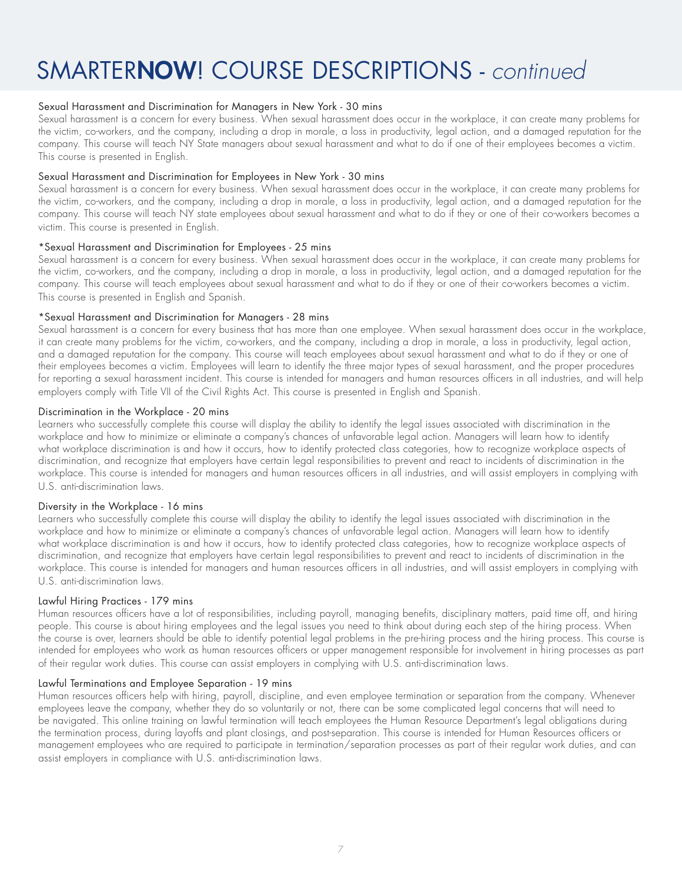# SMARTER**NOW**! COURSE DESCRIPTIONS - *continued*

### Sexual Harassment and Discrimination for Managers in New York - 30 mins

Sexual harassment is a concern for every business. When sexual harassment does occur in the workplace, it can create many problems for the victim, co-workers, and the company, including a drop in morale, a loss in productivity, legal action, and a damaged reputation for the company. This course will teach NY State managers about sexual harassment and what to do if one of their employees becomes a victim. This course is presented in English.

### Sexual Harassment and Discrimination for Employees in New York - 30 mins

Sexual harassment is a concern for every business. When sexual harassment does occur in the workplace, it can create many problems for the victim, co-workers, and the company, including a drop in morale, a loss in productivity, legal action, and a damaged reputation for the company. This course will teach NY state employees about sexual harassment and what to do if they or one of their co-workers becomes a victim. This course is presented in English.

### *Sexual Harassment and Discrimination for Employees - 25 mins

Sexual harassment is a concern for every business. When sexual harassment does occur in the workplace, it can create many problems for the victim, co-workers, and the company, including a drop in morale, a loss in productivity, legal action, and a damaged reputation for the company. This course will teach employees about sexual harassment and what to do if they or one of their co-workers becomes a victim. This course is presented in English and Spanish.

### *Sexual Harassment and Discrimination for Managers - 28 mins

Sexual harassment is a concern for every business that has more than one employee. When sexual harassment does occur in the workplace, it can create many problems for the victim, co-workers, and the company, including a drop in morale, a loss in productivity, legal action, and a damaged reputation for the company. This course will teach employees about sexual harassment and what to do if they or one of their employees becomes a victim. Employees will learn to identify the three major types of sexual harassment, and the proper procedures for reporting a sexual harassment incident. This course is intended for managers and human resources officers in all industries, and will help employers comply with Title VII of the Civil Rights Act. This course is presented in English and Spanish.

### Discrimination in the Workplace - 20 mins

Learners who successfully complete this course will display the ability to identify the legal issues associated with discrimination in the workplace and how to minimize or eliminate a company's chances of unfavorable legal action. Managers will learn how to identify what workplace discrimination is and how it occurs, how to identify protected class categories, how to recognize workplace aspects of discrimination, and recognize that employers have certain legal responsibilities to prevent and react to incidents of discrimination in the workplace. This course is intended for managers and human resources officers in all industries, and will assist employers in complying with U.S. anti-discrimination laws.

### Diversity in the Workplace - 16 mins

Learners who successfully complete this course will display the ability to identify the legal issues associated with discrimination in the workplace and how to minimize or eliminate a company's chances of unfavorable legal action. Managers will learn how to identify what workplace discrimination is and how it occurs, how to identify protected class categories, how to recognize workplace aspects of discrimination, and recognize that employers have certain legal responsibilities to prevent and react to incidents of discrimination in the workplace. This course is intended for managers and human resources officers in all industries, and will assist employers in complying with U.S. anti-discrimination laws.

### Lawful Hiring Practices - 179 mins

Human resources officers have a lot of responsibilities, including payroll, managing benefits, disciplinary matters, paid time off, and hiring people. This course is about hiring employees and the legal issues you need to think about during each step of the hiring process. When the course is over, learners should be able to identify potential legal problems in the pre-hiring process and the hiring process. This course is intended for employees who work as human resources officers or upper management responsible for involvement in hiring processes as part of their regular work duties. This course can assist employers in complying with U.S. anti-discrimination laws.

### Lawful Terminations and Employee Separation - 19 mins

Human resources officers help with hiring, payroll, discipline, and even employee termination or separation from the company. Whenever employees leave the company, whether they do so voluntarily or not, there can be some complicated legal concerns that will need to be navigated. This online training on lawful termination will teach employees the Human Resource Department's legal obligations during the termination process, during layoffs and plant closings, and post-separation. This course is intended for Human Resources officers or management employees who are required to participate in termination/separation processes as part of their regular work duties, and can assist employers in compliance with U.S. anti-discrimination laws.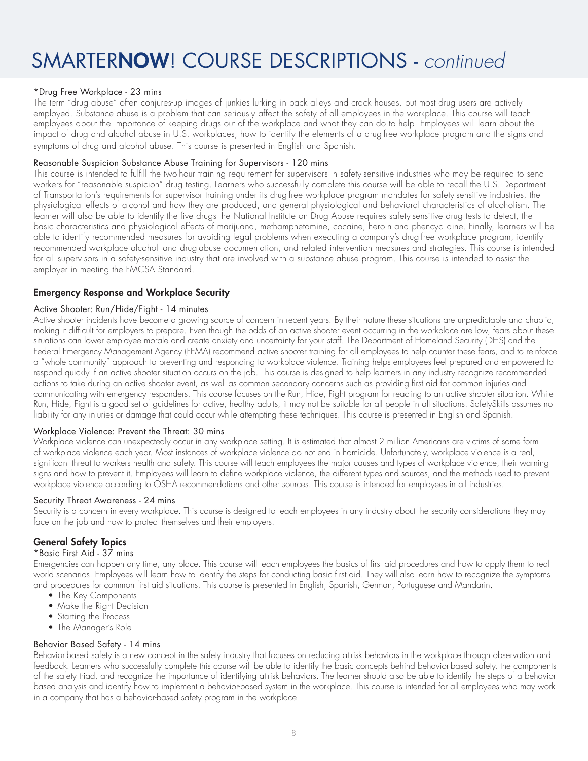# SMARTER**NOW**! COURSE DESCRIPTIONS - *continued*

*Drug Free Workplace - 23 mins

The term "drug abuse" often conjures-up images of junkies lurking in back alleys and crack houses, but most drug users are actively employed. Substance abuse is a problem that can seriously affect the safety of all employees in the workplace. This course will teach employees about the importance of keeping drugs out of the workplace and what they can do to help. Employees will learn about the impact of drug and alcohol abuse in U.S. workplaces, how to identify the elements of a drug-free workplace program and the signs and symptoms of drug and alcohol abuse. This course is presented in English and Spanish.

Reasonable Suspicion Substance Abuse Training for Supervisors - 120 mins

This course is intended to fulfill the two-hour training requirement for supervisors in safety-sensitive industries who may be required to send workers for "reasonable suspicion" drug testing. Learners who successfully complete this course will be able to recall the U.S. Department of Transportation's requirements for supervisor training under its drug-free workplace program mandates for safety-sensitive industries, the physiological effects of alcohol and how they are produced, and general physiological and behavioral characteristics of alcoholism. The learner will also be able to identify the five drugs the National Institute on Drug Abuse requires safety-sensitive drug tests to detect, the basic characteristics and physiological effects of marijuana, methamphetamine, cocaine, heroin and phencyclidine. Finally, learners will be able to identify recommended measures for avoiding legal problems when executing a company's drug-free workplace program, identify recommended workplace alcohol- and drug-abuse documentation, and related intervention measures and strategies. This course is intended for all supervisors in a safety-sensitive industry that are involved with a substance abuse program. This course is intended to assist the employer in meeting the FMCSA Standard.

## Emergency Response and Workplace Security

Active Shooter: Run/Hide/Fight - 14 minutes

Active shooter incidents have become a growing source of concern in recent years. By their nature these situations are unpredictable and chaotic, making it difficult for employers to prepare. Even though the odds of an active shooter event occurring in the workplace are low, fears about these situations can lower employee morale and create anxiety and uncertainty for your staff. The Department of Homeland Security (DHS) and the Federal Emergency Management Agency (FEMA) recommend active shooter training for all employees to help counter these fears, and to reinforce a "whole community" approach to preventing and responding to workplace violence. Training helps employees feel prepared and empowered to respond quickly if an active shooter situation occurs on the job. This course is designed to help learners in any industry recognize recommended actions to take during an active shooter event, as well as common secondary concerns such as providing first aid for common injuries and communicating with emergency responders. This course focuses on the Run, Hide, Fight program for reacting to an active shooter situation. While Run, Hide, Fight is a good set of guidelines for active, healthy adults, it may not be suitable for all people in all situations. SafetySkills assumes no liability for any injuries or damage that could occur while attempting these techniques. This course is presented in English and Spanish.

Workplace Violence: Prevent the Threat: 30 mins

Workplace violence can unexpectedly occur in any workplace setting. It is estimated that almost 2 million Americans are victims of some form of workplace violence each year. Most instances of workplace violence do not end in homicide. Unfortunately, workplace violence is a real, significant threat to workers health and safety. This course will teach employees the major causes and types of workplace violence, their warning signs and how to prevent it. Employees will learn to define workplace violence, the different types and sources, and the methods used to prevent workplace violence according to OSHA recommendations and other sources. This course is intended for employees in all industries.

Security Threat Awareness - 24 mins

Security is a concern in every workplace. This course is designed to teach employees in any industry about the security considerations they may face on the job and how to protect themselves and their employers.

## General Safety Topics

*Basic First Aid - 37 mins

Emergencies can happen any time, any place. This course will teach employees the basics of first aid procedures and how to apply them to real-world scenarios. Employees will learn how to identify the steps for conducting basic first aid. They will also learn how to recognize the symptoms and procedures for common first aid situations. This course is presented in English, Spanish, German, Portuguese and Mandarin.

- The Key Components
- Make the Right Decision
- Starting the Process
- The Manager's Role

Behavior Based Safety - 14 mins

Behavior-based safety is a new concept in the safety industry that focuses on reducing at-risk behaviors in the workplace through observation and feedback. Learners who successfully complete this course will be able to identify the basic concepts behind behavior-based safety, the components of the safety triad, and recognize the importance of identifying at-risk behaviors. The learner should also be able to identify the steps of a behavior-based analysis and identify how to implement a behavior-based system in the workplace. This course is intended for all employees who may work in a company that has a behavior-based safety program in the workplace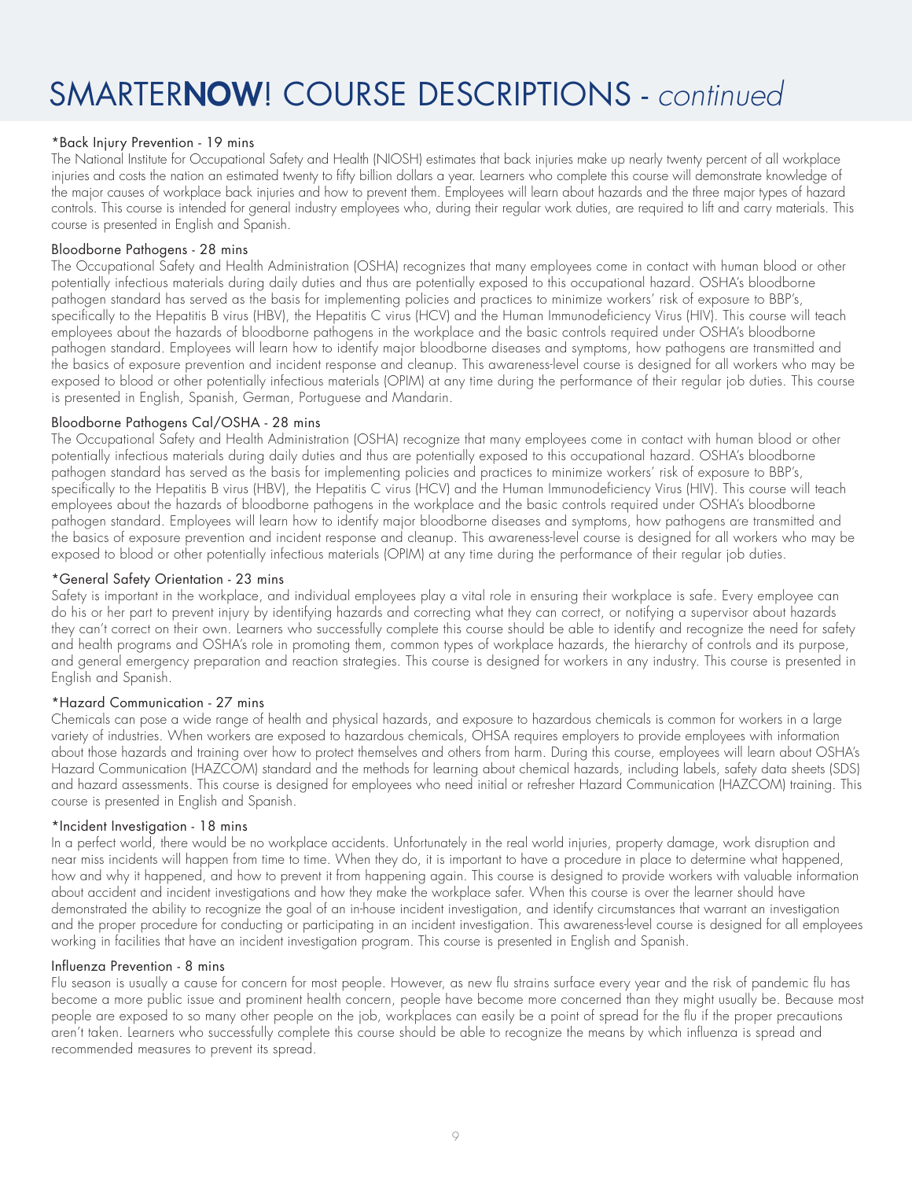# SMARTER**NOW**! COURSE DESCRIPTIONS - *continued*

### *Back Injury Prevention - 19 mins

The National Institute for Occupational Safety and Health (NIOSH) estimates that back injuries make up nearly twenty percent of all workplace injuries and costs the nation an estimated twenty to fifty billion dollars a year. Learners who complete this course will demonstrate knowledge of the major causes of workplace back injuries and how to prevent them. Employees will learn about hazards and the three major types of hazard controls. This course is intended for general industry employees who, during their regular work duties, are required to lift and carry materials. This course is presented in English and Spanish.

### Bloodborne Pathogens - 28 mins

The Occupational Safety and Health Administration (OSHA) recognizes that many employees come in contact with human blood or other potentially infectious materials during daily duties and thus are potentially exposed to this occupational hazard. OSHA's bloodborne pathogen standard has served as the basis for implementing policies and practices to minimize workers' risk of exposure to BBP's, specifically to the Hepatitis B virus (HBV), the Hepatitis C virus (HCV) and the Human Immunodeficiency Virus (HIV). This course will teach employees about the hazards of bloodborne pathogens in the workplace and the basic controls required under OSHA's bloodborne pathogen standard. Employees will learn how to identify major bloodborne diseases and symptoms, how pathogens are transmitted and the basics of exposure prevention and incident response and cleanup. This awareness-level course is designed for all workers who may be exposed to blood or other potentially infectious materials (OPIM) at any time during the performance of their regular job duties. This course is presented in English, Spanish, German, Portuguese and Mandarin.

### Bloodborne Pathogens Cal/OSHA - 28 mins

The Occupational Safety and Health Administration (OSHA) recognize that many employees come in contact with human blood or other potentially infectious materials during daily duties and thus are potentially exposed to this occupational hazard. OSHA's bloodborne pathogen standard has served as the basis for implementing policies and practices to minimize workers' risk of exposure to BBP's, specifically to the Hepatitis B virus (HBV), the Hepatitis C virus (HCV) and the Human Immunodeficiency Virus (HIV). This course will teach employees about the hazards of bloodborne pathogens in the workplace and the basic controls required under OSHA's bloodborne pathogen standard. Employees will learn how to identify major bloodborne diseases and symptoms, how pathogens are transmitted and the basics of exposure prevention and incident response and cleanup. This awareness-level course is designed for all workers who may be exposed to blood or other potentially infectious materials (OPIM) at any time during the performance of their regular job duties.

### *General Safety Orientation - 23 mins

Safety is important in the workplace, and individual employees play a vital role in ensuring their workplace is safe. Every employee can do his or her part to prevent injury by identifying hazards and correcting what they can correct, or notifying a supervisor about hazards they can't correct on their own. Learners who successfully complete this course should be able to identify and recognize the need for safety and health programs and OSHA's role in promoting them, common types of workplace hazards, the hierarchy of controls and its purpose, and general emergency preparation and reaction strategies. This course is designed for workers in any industry. This course is presented in English and Spanish.

### *Hazard Communication - 27 mins

Chemicals can pose a wide range of health and physical hazards, and exposure to hazardous chemicals is common for workers in a large variety of industries. When workers are exposed to hazardous chemicals, OHSA requires employers to provide employees with information about those hazards and training over how to protect themselves and others from harm. During this course, employees will learn about OSHA's Hazard Communication (HAZCOM) standard and the methods for learning about chemical hazards, including labels, safety data sheets (SDS) and hazard assessments. This course is designed for employees who need initial or refresher Hazard Communication (HAZCOM) training. This course is presented in English and Spanish.

### *Incident Investigation - 18 mins

In a perfect world, there would be no workplace accidents. Unfortunately in the real world injuries, property damage, work disruption and near miss incidents will happen from time to time. When they do, it is important to have a procedure in place to determine what happened, how and why it happened, and how to prevent it from happening again. This course is designed to provide workers with valuable information about accident and incident investigations and how they make the workplace safer. When this course is over the learner should have demonstrated the ability to recognize the goal of an in-house incident investigation, and identify circumstances that warrant an investigation and the proper procedure for conducting or participating in an incident investigation. This awareness-level course is designed for all employees working in facilities that have an incident investigation program. This course is presented in English and Spanish.

### Influenza Prevention - 8 mins

Flu season is usually a cause for concern for most people. However, as new flu strains surface every year and the risk of pandemic flu has become a more public issue and prominent health concern, people have become more concerned than they might usually be. Because most people are exposed to so many other people on the job, workplaces can easily be a point of spread for the flu if the proper precautions aren't taken. Learners who successfully complete this course should be able to recognize the means by which influenza is spread and recommended measures to prevent its spread.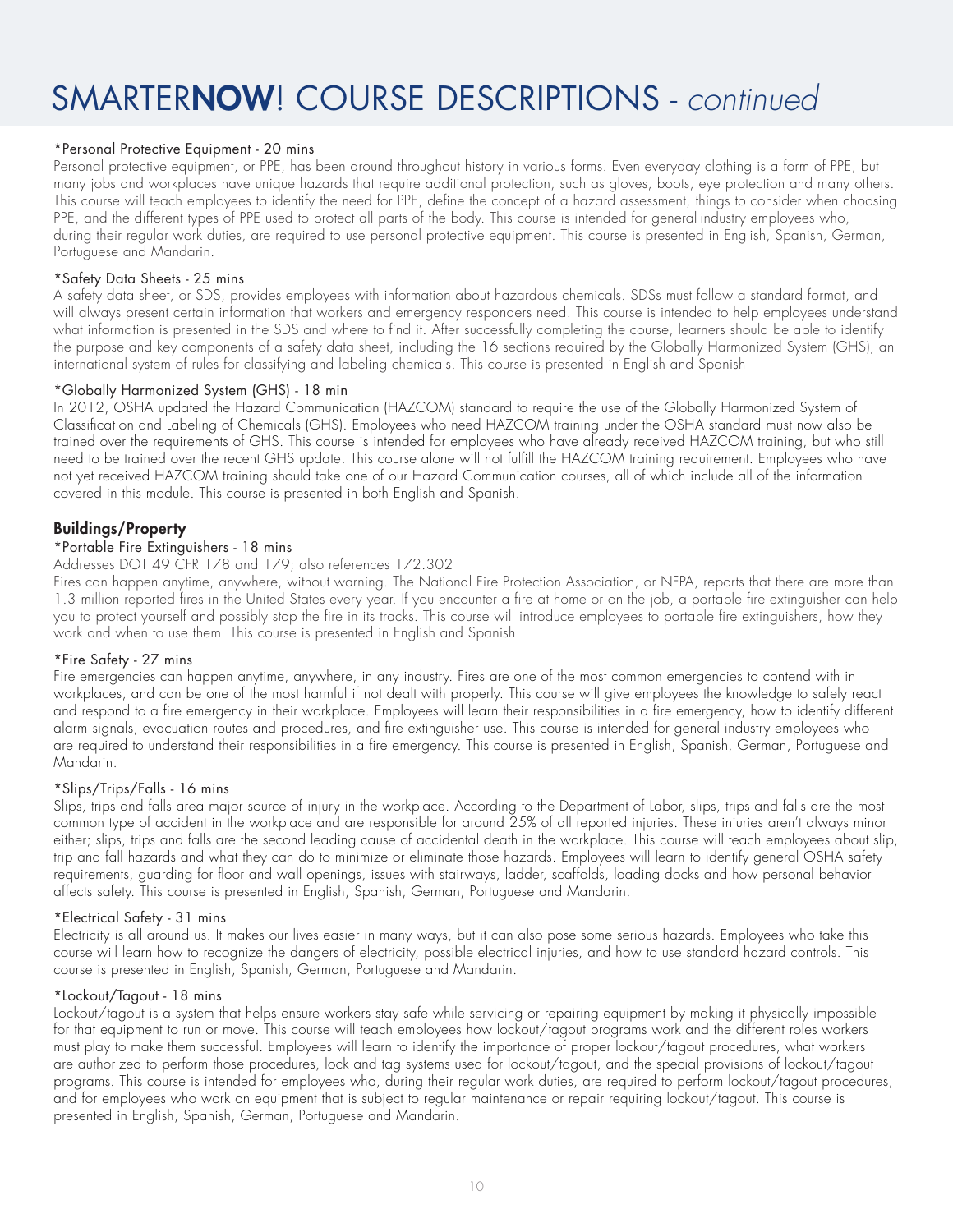# SMARTER**NOW**! COURSE DESCRIPTIONS - *continued*

*Personal Protective Equipment - 20 mins

Personal protective equipment, or PPE, has been around throughout history in various forms. Even everyday clothing is a form of PPE, but many jobs and workplaces have unique hazards that require additional protection, such as gloves, boots, eye protection and many others. This course will teach employees to identify the need for PPE, define the concept of a hazard assessment, things to consider when choosing PPE, and the different types of PPE used to protect all parts of the body. This course is intended for general-industry employees who, during their regular work duties, are required to use personal protective equipment. This course is presented in English, Spanish, German, Portuguese and Mandarin.

*Safety Data Sheets - 25 mins

A safety data sheet, or SDS, provides employees with information about hazardous chemicals. SDSs must follow a standard format, and will always present certain information that workers and emergency responders need. This course is intended to help employees understand what information is presented in the SDS and where to find it. After successfully completing the course, learners should be able to identify the purpose and key components of a safety data sheet, including the 16 sections required by the Globally Harmonized System (GHS), an international system of rules for classifying and labeling chemicals. This course is presented in English and Spanish

*Globally Harmonized System (GHS) - 18 min

In 2012, OSHA updated the Hazard Communication (HAZCOM) standard to require the use of the Globally Harmonized System of Classification and Labeling of Chemicals (GHS). Employees who need HAZCOM training under the OSHA standard must now also be trained over the requirements of GHS. This course is intended for employees who have already received HAZCOM training, but who still need to be trained over the recent GHS update. This course alone will not fulfill the HAZCOM training requirement. Employees who have not yet received HAZCOM training should take one of our Hazard Communication courses, all of which include all of the information covered in this module. This course is presented in both English and Spanish.

## Buildings/Property

*Portable Fire Extinguishers - 18 mins

Addresses DOT 49 CFR 178 and 179; also references 172.302

Fires can happen anytime, anywhere, without warning. The National Fire Protection Association, or NFPA, reports that there are more than 1.3 million reported fires in the United States every year. If you encounter a fire at home or on the job, a portable fire extinguisher can help you to protect yourself and possibly stop the fire in its tracks. This course will introduce employees to portable fire extinguishers, how they work and when to use them. This course is presented in English and Spanish.

*Fire Safety - 27 mins

Fire emergencies can happen anytime, anywhere, in any industry. Fires are one of the most common emergencies to contend with in workplaces, and can be one of the most harmful if not dealt with properly. This course will give employees the knowledge to safely react and respond to a fire emergency in their workplace. Employees will learn their responsibilities in a fire emergency, how to identify different alarm signals, evacuation routes and procedures, and fire extinguisher use. This course is intended for general industry employees who are required to understand their responsibilities in a fire emergency. This course is presented in English, Spanish, German, Portuguese and Mandarin.

*Slips/Trips/Falls - 16 mins

Slips, trips and falls area major source of injury in the workplace. According to the Department of Labor, slips, trips and falls are the most common type of accident in the workplace and are responsible for around 25% of all reported injuries. These injuries aren't always minor either; slips, trips and falls are the second leading cause of accidental death in the workplace. This course will teach employees about slip, trip and fall hazards and what they can do to minimize or eliminate those hazards. Employees will learn to identify general OSHA safety requirements, guarding for floor and wall openings, issues with stairways, ladder, scaffolds, loading docks and how personal behavior affects safety. This course is presented in English, Spanish, German, Portuguese and Mandarin.

*Electrical Safety - 31 mins

Electricity is all around us. It makes our lives easier in many ways, but it can also pose some serious hazards. Employees who take this course will learn how to recognize the dangers of electricity, possible electrical injuries, and how to use standard hazard controls. This course is presented in English, Spanish, German, Portuguese and Mandarin.

*Lockout/Tagout - 18 mins

Lockout/tagout is a system that helps ensure workers stay safe while servicing or repairing equipment by making it physically impossible for that equipment to run or move. This course will teach employees how lockout/tagout programs work and the different roles workers must play to make them successful. Employees will learn to identify the importance of proper lockout/tagout procedures, what workers are authorized to perform those procedures, lock and tag systems used for lockout/tagout, and the special provisions of lockout/tagout programs. This course is intended for employees who, during their regular work duties, are required to perform lockout/tagout procedures, and for employees who work on equipment that is subject to regular maintenance or repair requiring lockout/tagout. This course is presented in English, Spanish, German, Portuguese and Mandarin.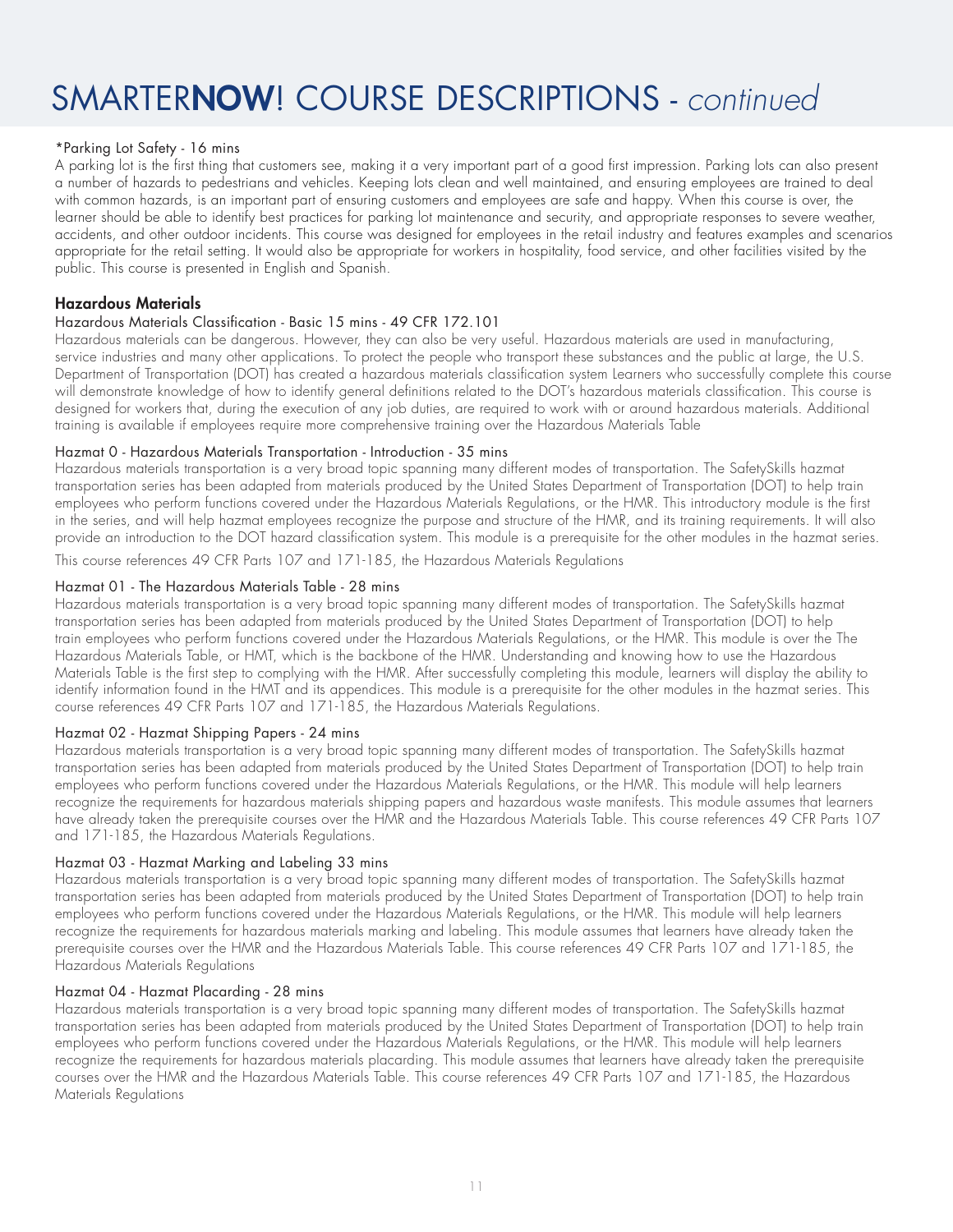# SMARTER**NOW**! COURSE DESCRIPTIONS - *continued*

*Parking Lot Safety - 16 mins

A parking lot is the first thing that customers see, making it a very important part of a good first impression. Parking lots can also present a number of hazards to pedestrians and vehicles. Keeping lots clean and well maintained, and ensuring employees are trained to deal with common hazards, is an important part of ensuring customers and employees are safe and happy. When this course is over, the learner should be able to identify best practices for parking lot maintenance and security, and appropriate responses to severe weather, accidents, and other outdoor incidents. This course was designed for employees in the retail industry and features examples and scenarios appropriate for the retail setting. It would also be appropriate for workers in hospitality, food service, and other facilities visited by the public. This course is presented in English and Spanish.

## Hazardous Materials

### Hazardous Materials Classification - Basic 15 mins - 49 CFR 172.101

Hazardous materials can be dangerous. However, they can also be very useful. Hazardous materials are used in manufacturing, service industries and many other applications. To protect the people who transport these substances and the public at large, the U.S. Department of Transportation (DOT) has created a hazardous materials classification system Learners who successfully complete this course will demonstrate knowledge of how to identify general definitions related to the DOT's hazardous materials classification. This course is designed for workers that, during the execution of any job duties, are required to work with or around hazardous materials. Additional training is available if employees require more comprehensive training over the Hazardous Materials Table

### Hazmat 0 - Hazardous Materials Transportation - Introduction - 35 mins

Hazardous materials transportation is a very broad topic spanning many different modes of transportation. The SafetySkills hazmat transportation series has been adapted from materials produced by the United States Department of Transportation (DOT) to help train employees who perform functions covered under the Hazardous Materials Regulations, or the HMR. This introductory module is the first in the series, and will help hazmat employees recognize the purpose and structure of the HMR, and its training requirements. It will also provide an introduction to the DOT hazard classification system. This module is a prerequisite for the other modules in the hazmat series.

This course references 49 CFR Parts 107 and 171-185, the Hazardous Materials Regulations

### Hazmat 01 - The Hazardous Materials Table - 28 mins

Hazardous materials transportation is a very broad topic spanning many different modes of transportation. The SafetySkills hazmat transportation series has been adapted from materials produced by the United States Department of Transportation (DOT) to help train employees who perform functions covered under the Hazardous Materials Regulations, or the HMR. This module is over the The Hazardous Materials Table, or HMT, which is the backbone of the HMR. Understanding and knowing how to use the Hazardous Materials Table is the first step to complying with the HMR. After successfully completing this module, learners will display the ability to identify information found in the HMT and its appendices. This module is a prerequisite for the other modules in the hazmat series. This course references 49 CFR Parts 107 and 171-185, the Hazardous Materials Regulations.

### Hazmat 02 - Hazmat Shipping Papers - 24 mins

Hazardous materials transportation is a very broad topic spanning many different modes of transportation. The SafetySkills hazmat transportation series has been adapted from materials produced by the United States Department of Transportation (DOT) to help train employees who perform functions covered under the Hazardous Materials Regulations, or the HMR. This module will help learners recognize the requirements for hazardous materials shipping papers and hazardous waste manifests. This module assumes that learners have already taken the prerequisite courses over the HMR and the Hazardous Materials Table. This course references 49 CFR Parts 107 and 171-185, the Hazardous Materials Regulations.

### Hazmat 03 - Hazmat Marking and Labeling 33 mins

Hazardous materials transportation is a very broad topic spanning many different modes of transportation. The SafetySkills hazmat transportation series has been adapted from materials produced by the United States Department of Transportation (DOT) to help train employees who perform functions covered under the Hazardous Materials Regulations, or the HMR. This module will help learners recognize the requirements for hazardous materials marking and labeling. This module assumes that learners have already taken the prerequisite courses over the HMR and the Hazardous Materials Table. This course references 49 CFR Parts 107 and 171-185, the Hazardous Materials Regulations

### Hazmat 04 - Hazmat Placarding - 28 mins

Hazardous materials transportation is a very broad topic spanning many different modes of transportation. The SafetySkills hazmat transportation series has been adapted from materials produced by the United States Department of Transportation (DOT) to help train employees who perform functions covered under the Hazardous Materials Regulations, or the HMR. This module will help learners recognize the requirements for hazardous materials placarding. This module assumes that learners have already taken the prerequisite courses over the HMR and the Hazardous Materials Table. This course references 49 CFR Parts 107 and 171-185, the Hazardous Materials Regulations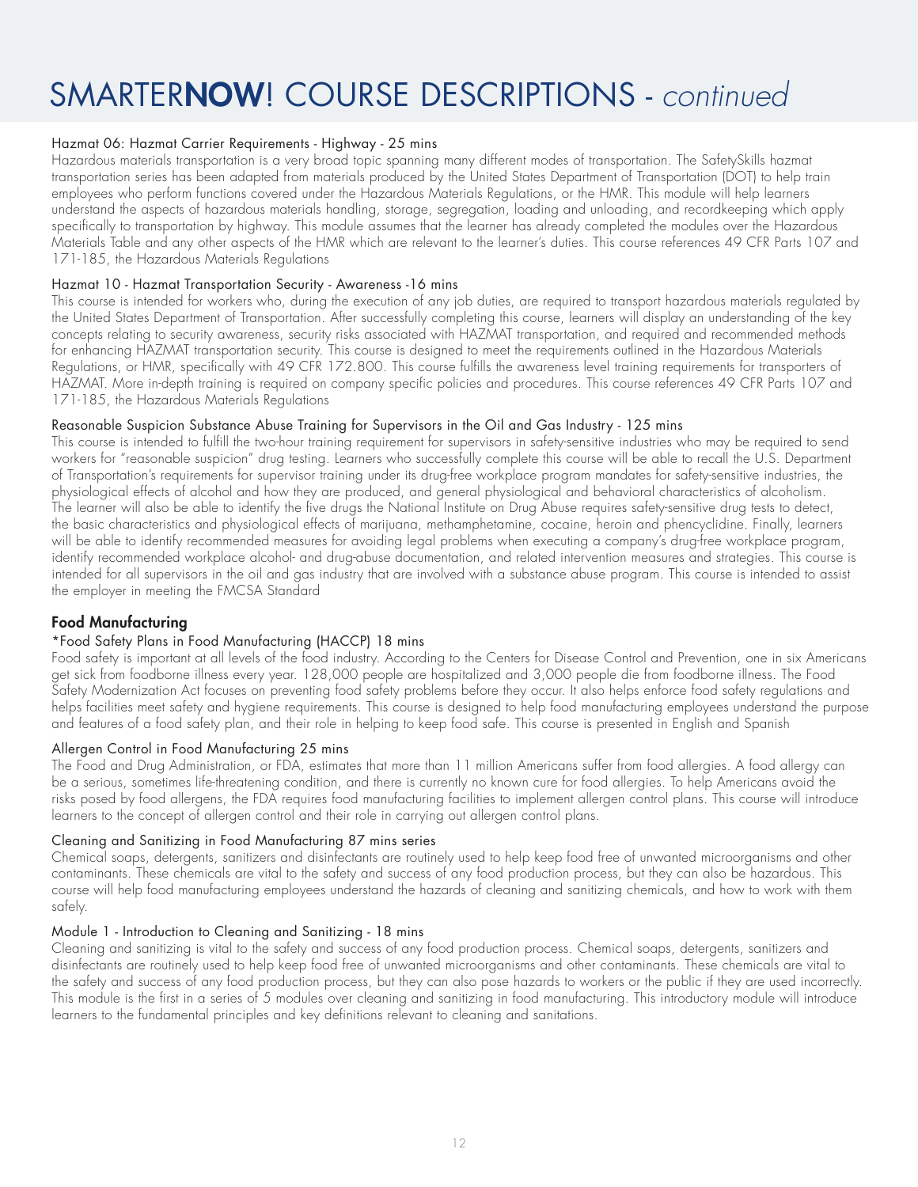# SMARTER**NOW**! COURSE DESCRIPTIONS - *continued*

Hazmat 06: Hazmat Carrier Requirements - Highway - 25 mins

Hazardous materials transportation is a very broad topic spanning many different modes of transportation. The SafetySkills hazmat transportation series has been adapted from materials produced by the United States Department of Transportation (DOT) to help train employees who perform functions covered under the Hazardous Materials Regulations, or the HMR. This module will help learners understand the aspects of hazardous materials handling, storage, segregation, loading and unloading, and recordkeeping which apply specifically to transportation by highway. This module assumes that the learner has already completed the modules over the Hazardous Materials Table and any other aspects of the HMR which are relevant to the learner's duties. This course references 49 CFR Parts 107 and 171-185, the Hazardous Materials Regulations

Hazmat 10 - Hazmat Transportation Security - Awareness -16 mins

This course is intended for workers who, during the execution of any job duties, are required to transport hazardous materials regulated by the United States Department of Transportation. After successfully completing this course, learners will display an understanding of the key concepts relating to security awareness, security risks associated with HAZMAT transportation, and required and recommended methods for enhancing HAZMAT transportation security. This course is designed to meet the requirements outlined in the Hazardous Materials Regulations, or HMR, specifically with 49 CFR 172.800. This course fulfills the awareness level training requirements for transporters of HAZMAT. More in-depth training is required on company specific policies and procedures. This course references 49 CFR Parts 107 and 171-185, the Hazardous Materials Regulations

Reasonable Suspicion Substance Abuse Training for Supervisors in the Oil and Gas Industry - 125 mins

This course is intended to fulfill the two-hour training requirement for supervisors in safety-sensitive industries who may be required to send workers for "reasonable suspicion" drug testing. Learners who successfully complete this course will be able to recall the U.S. Department of Transportation's requirements for supervisor training under its drug-free workplace program mandates for safety-sensitive industries, the physiological effects of alcohol and how they are produced, and general physiological and behavioral characteristics of alcoholism. The learner will also be able to identify the five drugs the National Institute on Drug Abuse requires safety-sensitive drug tests to detect, the basic characteristics and physiological effects of marijuana, methamphetamine, cocaine, heroin and phencyclidine. Finally, learners will be able to identify recommended measures for avoiding legal problems when executing a company's drug-free workplace program, identify recommended workplace alcohol- and drug-abuse documentation, and related intervention measures and strategies. This course is intended for all supervisors in the oil and gas industry that are involved with a substance abuse program. This course is intended to assist the employer in meeting the FMCSA Standard

## Food Manufacturing

*Food Safety Plans in Food Manufacturing (HACCP) 18 mins

Food safety is important at all levels of the food industry. According to the Centers for Disease Control and Prevention, one in six Americans get sick from foodborne illness every year. 128,000 people are hospitalized and 3,000 people die from foodborne illness. The Food Safety Modernization Act focuses on preventing food safety problems before they occur. It also helps enforce food safety regulations and helps facilities meet safety and hygiene requirements. This course is designed to help food manufacturing employees understand the purpose and features of a food safety plan, and their role in helping to keep food safe. This course is presented in English and Spanish

Allergen Control in Food Manufacturing 25 mins

The Food and Drug Administration, or FDA, estimates that more than 11 million Americans suffer from food allergies. A food allergy can be a serious, sometimes life-threatening condition, and there is currently no known cure for food allergies. To help Americans avoid the risks posed by food allergens, the FDA requires food manufacturing facilities to implement allergen control plans. This course will introduce learners to the concept of allergen control and their role in carrying out allergen control plans.

Cleaning and Sanitizing in Food Manufacturing 87 mins series

Chemical soaps, detergents, sanitizers and disinfectants are routinely used to help keep food free of unwanted microorganisms and other contaminants. These chemicals are vital to the safety and success of any food production process, but they can also be hazardous. This course will help food manufacturing employees understand the hazards of cleaning and sanitizing chemicals, and how to work with them safely.

Module 1 - Introduction to Cleaning and Sanitizing - 18 mins

Cleaning and sanitizing is vital to the safety and success of any food production process. Chemical soaps, detergents, sanitizers and disinfectants are routinely used to help keep food free of unwanted microorganisms and other contaminants. These chemicals are vital to the safety and success of any food production process, but they can also pose hazards to workers or the public if they are used incorrectly. This module is the first in a series of 5 modules over cleaning and sanitizing in food manufacturing. This introductory module will introduce learners to the fundamental principles and key definitions relevant to cleaning and sanitations.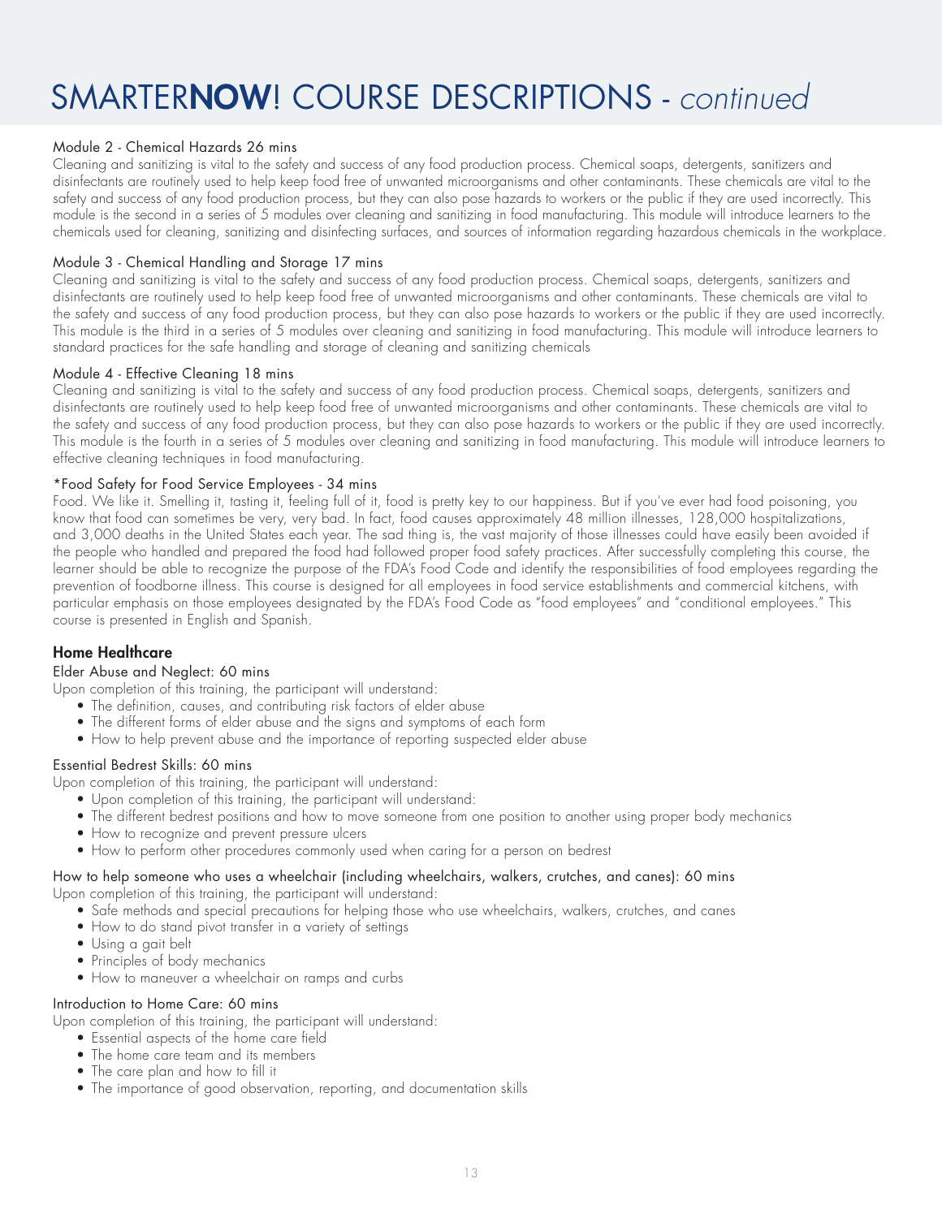# SMARTER**NOW**! COURSE DESCRIPTIONS - *continued*

Module 2 - Chemical Hazards 26 mins

Cleaning and sanitizing is vital to the safety and success of any food production process. Chemical soaps, detergents, sanitizers and disinfectants are routinely used to help keep food free of unwanted microorganisms and other contaminants. These chemicals are vital to the safety and success of any food production process, but they can also pose hazards to workers or the public if they are used incorrectly. This module is the second in a series of 5 modules over cleaning and sanitizing in food manufacturing. This module will introduce learners to the chemicals used for cleaning, sanitizing and disinfecting surfaces, and sources of information regarding hazardous chemicals in the workplace.

Module 3 - Chemical Handling and Storage 17 mins

Cleaning and sanitizing is vital to the safety and success of any food production process. Chemical soaps, detergents, sanitizers and disinfectants are routinely used to help keep food free of unwanted microorganisms and other contaminants. These chemicals are vital to the safety and success of any food production process, but they can also pose hazards to workers or the public if they are used incorrectly. This module is the third in a series of 5 modules over cleaning and sanitizing in food manufacturing. This module will introduce learners to standard practices for the safe handling and storage of cleaning and sanitizing chemicals

Module 4 - Effective Cleaning 18 mins

Cleaning and sanitizing is vital to the safety and success of any food production process. Chemical soaps, detergents, sanitizers and disinfectants are routinely used to help keep food free of unwanted microorganisms and other contaminants. These chemicals are vital to the safety and success of any food production process, but they can also pose hazards to workers or the public if they are used incorrectly. This module is the fourth in a series of 5 modules over cleaning and sanitizing in food manufacturing. This module will introduce learners to effective cleaning techniques in food manufacturing.

*Food Safety for Food Service Employees - 34 mins

Food. We like it. Smelling it, tasting it, feeling full of it, food is pretty key to our happiness. But if you've ever had food poisoning, you know that food can sometimes be very, very bad. In fact, food causes approximately 48 million illnesses, 128,000 hospitalizations, and 3,000 deaths in the United States each year. The sad thing is, the vast majority of those illnesses could have easily been avoided if the people who handled and prepared the food had followed proper food safety practices. After successfully completing this course, the learner should be able to recognize the purpose of the FDA's Food Code and identify the responsibilities of food employees regarding the prevention of foodborne illness. This course is designed for all employees in food service establishments and commercial kitchens, with particular emphasis on those employees designated by the FDA's Food Code as "food employees" and "conditional employees." This course is presented in English and Spanish.

### Home Healthcare

Elder Abuse and Neglect: 60 mins

Upon completion of this training, the participant will understand:

- The definition, causes, and contributing risk factors of elder abuse
- The different forms of elder abuse and the signs and symptoms of each form
- How to help prevent abuse and the importance of reporting suspected elder abuse

Essential Bedrest Skills: 60 mins

Upon completion of this training, the participant will understand:

- Upon completion of this training, the participant will understand:
- The different bedrest positions and how to move someone from one position to another using proper body mechanics
- How to recognize and prevent pressure ulcers
- How to perform other procedures commonly used when caring for a person on bedrest

How to help someone who uses a wheelchair (including wheelchairs, walkers, crutches, and canes): 60 mins

Upon completion of this training, the participant will understand:

- Safe methods and special precautions for helping those who use wheelchairs, walkers, crutches, and canes
- How to do stand pivot transfer in a variety of settings
- Using a gait belt
- Principles of body mechanics
- How to maneuver a wheelchair on ramps and curbs

Introduction to Home Care: 60 mins

Upon completion of this training, the participant will understand:

- Essential aspects of the home care field
- The home care team and its members
- The care plan and how to fill it
- The importance of good observation, reporting, and documentation skills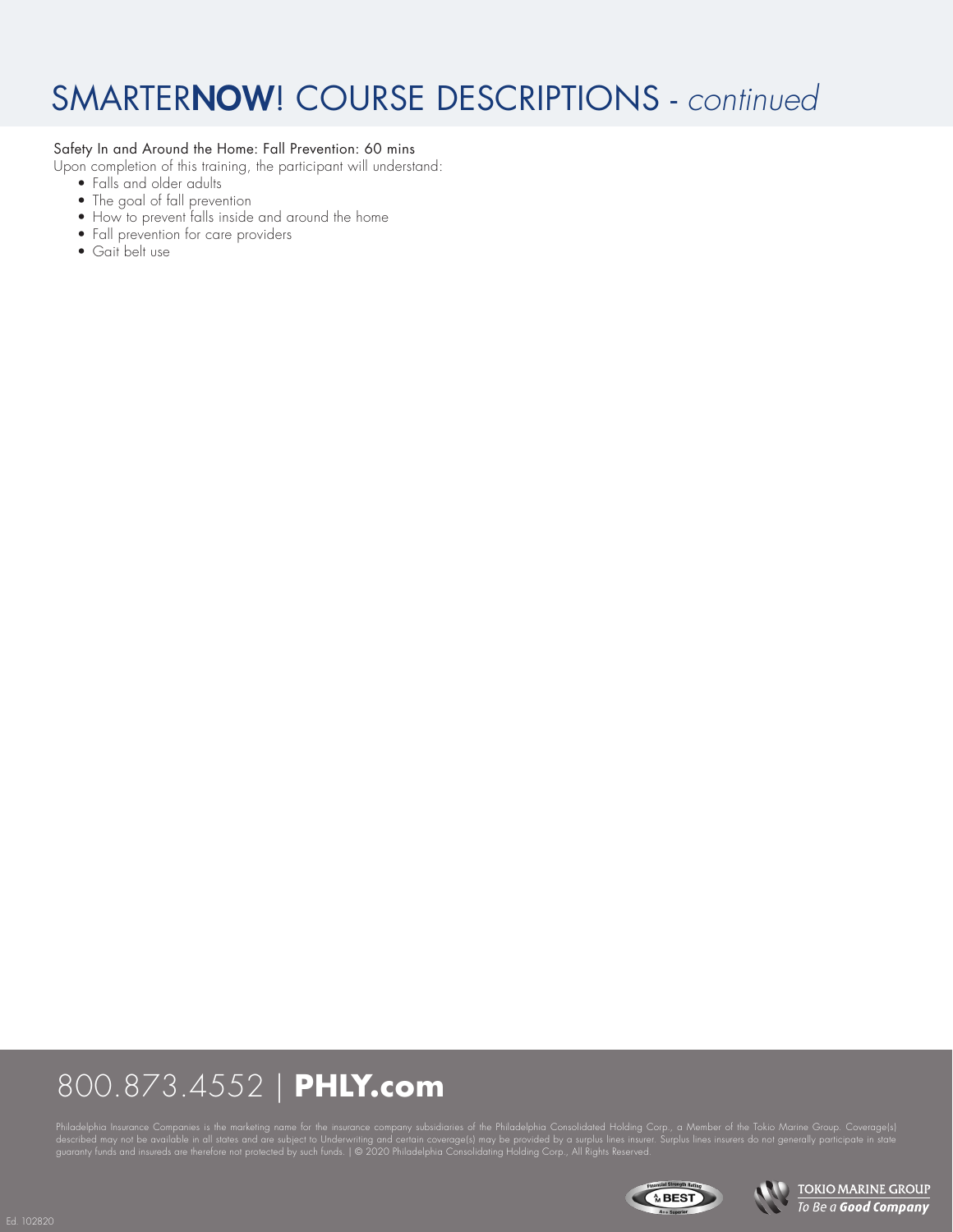# SMARTER**NOW**! COURSE DESCRIPTIONS - *continued*

Safety In and Around the Home: Fall Prevention: 60 mins

Upon completion of this training, the participant will understand:

- Falls and older adults
- The goal of fall prevention
- How to prevent falls inside and around the home
- Fall prevention for care providers
- Gait belt use

800.873.4552 | **PHLY.com**

Philadelphia Insurance Companies is the marketing name for the insurance company subsidiaries of the Philadelphia Consolidated Holding Corp., a Member of the Tokio Marine Group. Coverage(s) described may not be available in all states and are subject to Underwriting and certain coverage(s) may be provided by a surplus lines insurer. Surplus lines insurers do not generally participate in state guaranty funds and insureds are therefore not protected by such funds. | © 2020 Philadelphia Consolidating Holding Corp., All Rights Reserved.

Ed. 102820